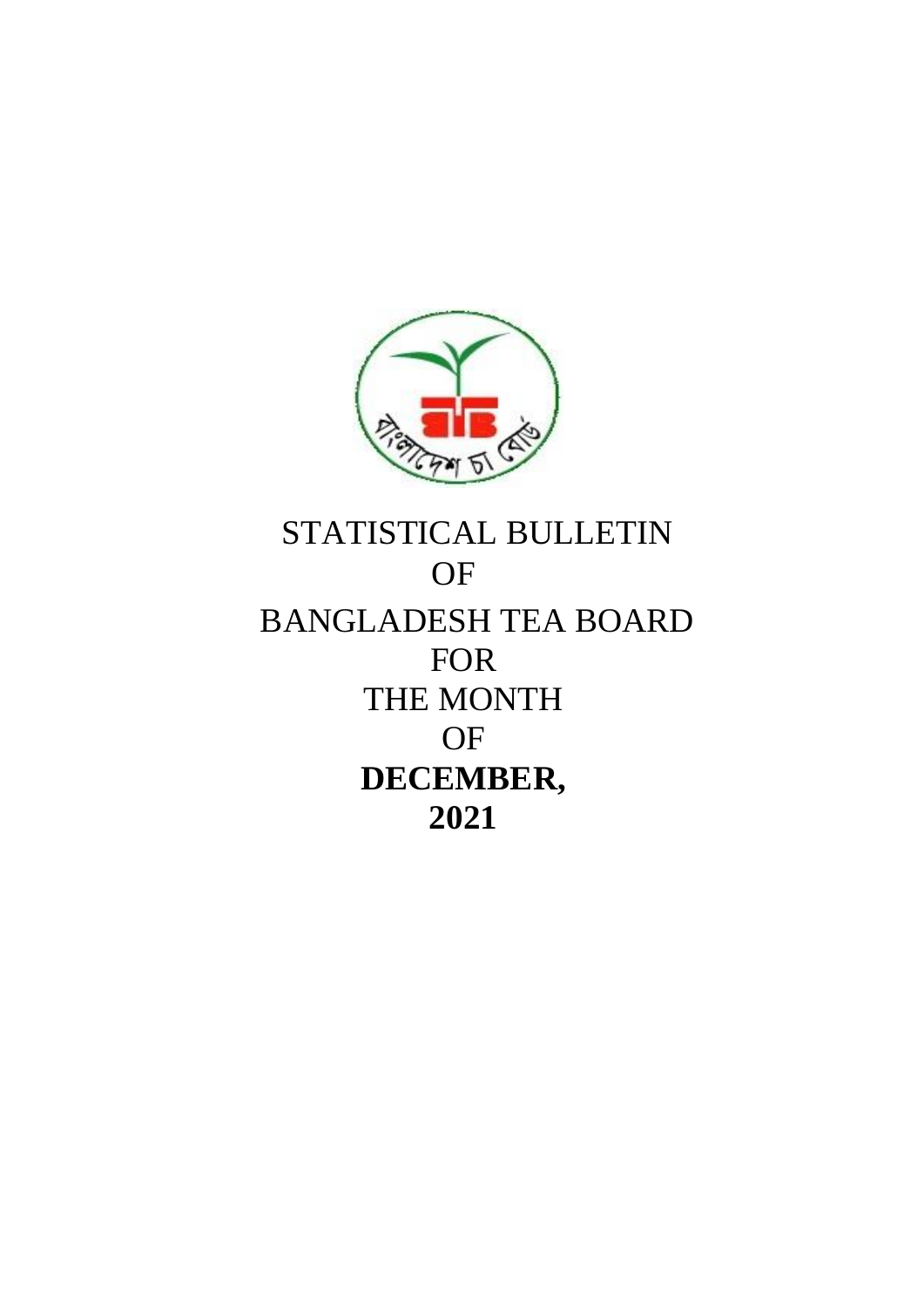# STATISTICAL BULLETIN
# OF
# BANGLADESH TEA BOARD
# FOR
# THE MONTH
# OF
# **DECEMBER,**
# **2021**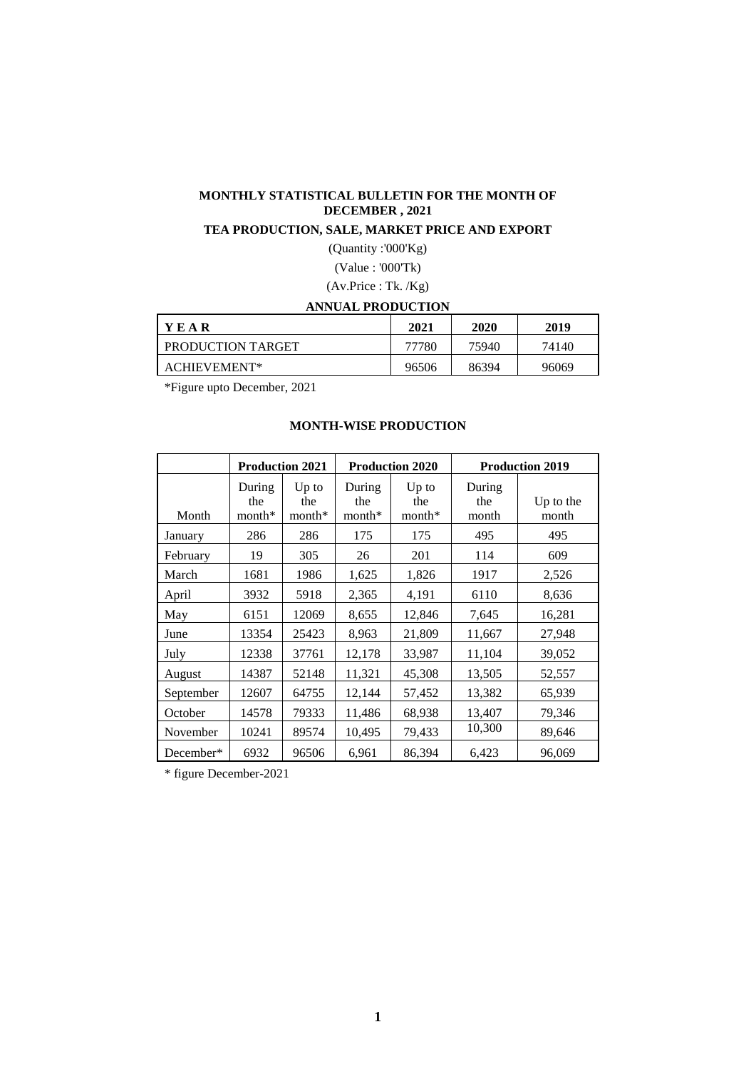## MONTHLY STATISTICAL BULLETIN FOR THE MONTH OF DECEMBER , 2021

### TEA PRODUCTION, SALE, MARKET PRICE AND EXPORT

(Quantity :'000'Kg)

(Value : '000'Tk)

(Av.Price : Tk. /Kg)

### ANNUAL PRODUCTION

| YEAR | 2021 | 2020 | 2019 |
|---|---|---|---|
| PRODUCTION TARGET | 77780 | 75940 | 74140 |
| ACHIEVEMENT* | 96506 | 86394 | 96069 |

*Figure upto December, 2021

### MONTH-WISE PRODUCTION

| | Production 2021 | | Production 2020 | | Production 2019 | |
|---|---|---|---|---|---|---|
| Month | During the month* | Up to the month* | During the month* | Up to the month* | During the month | Up to the month |
| January | 286 | 286 | 175 | 175 | 495 | 495 |
| February | 19 | 305 | 26 | 201 | 114 | 609 |
| March | 1681 | 1986 | 1,625 | 1,826 | 1917 | 2,526 |
| April | 3932 | 5918 | 2,365 | 4,191 | 6110 | 8,636 |
| May | 6151 | 12069 | 8,655 | 12,846 | 7,645 | 16,281 |
| June | 13354 | 25423 | 8,963 | 21,809 | 11,667 | 27,948 |
| July | 12338 | 37761 | 12,178 | 33,987 | 11,104 | 39,052 |
| August | 14387 | 52148 | 11,321 | 45,308 | 13,505 | 52,557 |
| September | 12607 | 64755 | 12,144 | 57,452 | 13,382 | 65,939 |
| October | 14578 | 79333 | 11,486 | 68,938 | 13,407 | 79,346 |
| November | 10241 | 89574 | 10,495 | 79,433 | 10,300 | 89,646 |
| December* | 6932 | 96506 | 6,961 | 86,394 | 6,423 | 96,069 |

* figure December-2021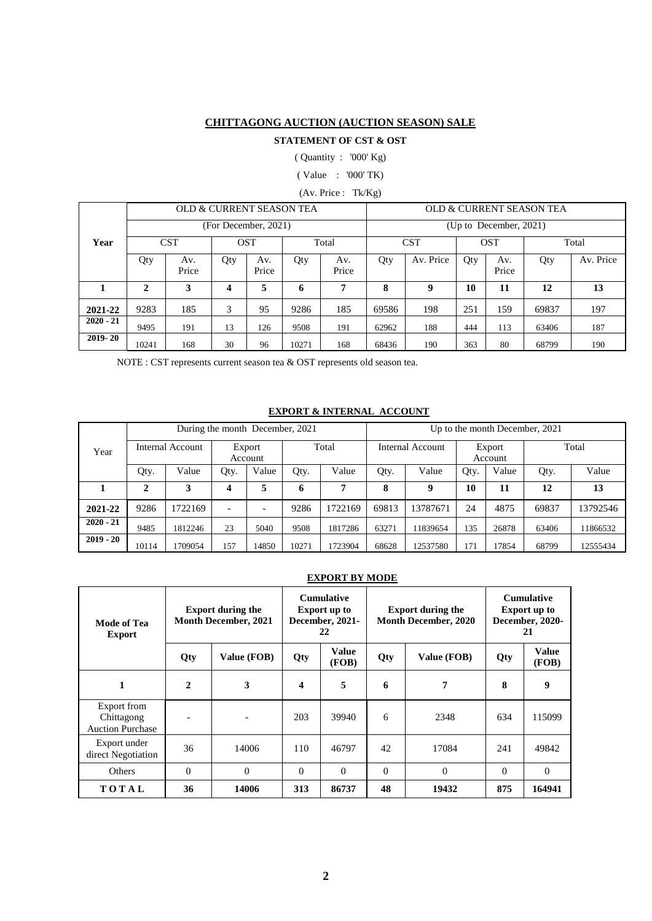## CHITTAGONG AUCTION (AUCTION SEASON) SALE

### STATEMENT OF CST & OST

( Quantity : '000' Kg)

( Value : '000' TK)

(Av. Price : Tk/Kg)

| Year | OLD & CURRENT SEASON TEA (For December, 2021) | | | | | | OLD & CURRENT SEASON TEA (Up to December, 2021) | | | | | |
|---|---|---|---|---|---|---|---|---|---|---|---|---|
| | CST | | OST | | Total | | CST | | OST | | Total | |
| | Qty | Av. Price | Qty | Av. Price | Qty | Av. Price | Qty | Av. Price | Qty | Av. Price | Qty | Av. Price |
| **1** | **2** | **3** | **4** | **5** | **6** | **7** | **8** | **9** | **10** | **11** | **12** | **13** |
| **2021-22** | 9283 | 185 | 3 | 95 | 9286 | 185 | 69586 | 198 | 251 | 159 | 69837 | 197 |
| **2020 - 21** | 9495 | 191 | 13 | 126 | 9508 | 191 | 62962 | 188 | 444 | 113 | 63406 | 187 |
| **2019- 20** | 10241 | 168 | 30 | 96 | 10271 | 168 | 68436 | 190 | 363 | 80 | 68799 | 190 |

NOTE : CST represents current season tea & OST represents old season tea.

### EXPORT & INTERNAL ACCOUNT

| Year | During the month December, 2021 | | | | | | Up to the month December, 2021 | | | | | |
|---|---|---|---|---|---|---|---|---|---|---|---|---|
| | Internal Account | | Export Account | | Total | | Internal Account | | Export Account | | Total | |
| | Qty. | Value | Qty. | Value | Qty. | Value | Qty. | Value | Qty. | Value | Qty. | Value |
| **1** | **2** | **3** | **4** | **5** | **6** | **7** | **8** | **9** | **10** | **11** | **12** | **13** |
| **2021-22** | 9286 | 1722169 | - | - | 9286 | 1722169 | 69813 | 13787671 | 24 | 4875 | 69837 | 13792546 |
| **2020 - 21** | 9485 | 1812246 | 23 | 5040 | 9508 | 1817286 | 63271 | 11839654 | 135 | 26878 | 63406 | 11866532 |
| **2019 - 20** | 10114 | 1709054 | 157 | 14850 | 10271 | 1723904 | 68628 | 12537580 | 171 | 17854 | 68799 | 12555434 |

### EXPORT BY MODE

| Mode of Tea Export | Export during the Month December, 2021 | | Cumulative Export up to December, 2021-22 | | Export during the Month December, 2020 | | Cumulative Export up to December, 2020-21 | |
|---|---|---|---|---|---|---|---|---|
| | Qty | Value (FOB) | Qty | Value (FOB) | Qty | Value (FOB) | Qty | Value (FOB) |
| **1** | **2** | **3** | **4** | **5** | **6** | **7** | **8** | **9** |
| Export from Chittagong Auction Purchase | - | - | 203 | 39940 | 6 | 2348 | 634 | 115099 |
| Export under direct Negotiation | 36 | 14006 | 110 | 46797 | 42 | 17084 | 241 | 49842 |
| Others | 0 | 0 | 0 | 0 | 0 | 0 | 0 | 0 |
| **T O T A L** | **36** | **14006** | **313** | **86737** | **48** | **19432** | **875** | **164941** |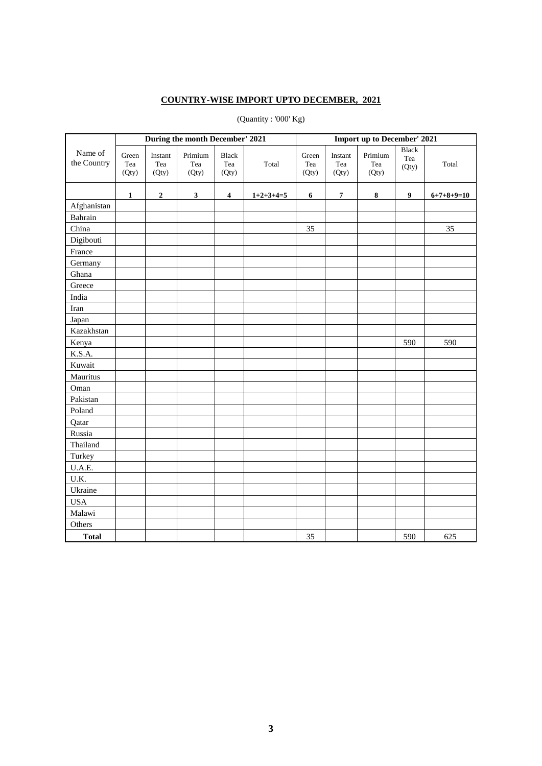## COUNTRY-WISE IMPORT UPTO DECEMBER, 2021

(Quantity : '000' Kg)

| Name of the Country | During the month December' 2021 | | | | | Import up to December' 2021 | | | | |
|---|---|---|---|---|---|---|---|---|---|---|
| | Green Tea (Qty) | Instant Tea (Qty) | Primium Tea (Qty) | Black Tea (Qty) | Total | Green Tea (Qty) | Instant Tea (Qty) | Primium Tea (Qty) | Black Tea (Qty) | Total |
| | 1 | 2 | 3 | 4 | 1+2+3+4=5 | 6 | 7 | 8 | 9 | 6+7+8+9=10 |
| Afghanistan | | | | | | | | | | |
| Bahrain | | | | | | | | | | |
| China | | | | | | 35 | | | | 35 |
| Digibouti | | | | | | | | | | |
| France | | | | | | | | | | |
| Germany | | | | | | | | | | |
| Ghana | | | | | | | | | | |
| Greece | | | | | | | | | | |
| India | | | | | | | | | | |
| Iran | | | | | | | | | | |
| Japan | | | | | | | | | | |
| Kazakhstan | | | | | | | | | | |
| Kenya | | | | | | | | | 590 | 590 |
| K.S.A. | | | | | | | | | | |
| Kuwait | | | | | | | | | | |
| Mauritus | | | | | | | | | | |
| Oman | | | | | | | | | | |
| Pakistan | | | | | | | | | | |
| Poland | | | | | | | | | | |
| Qatar | | | | | | | | | | |
| Russia | | | | | | | | | | |
| Thailand | | | | | | | | | | |
| Turkey | | | | | | | | | | |
| U.A.E. | | | | | | | | | | |
| U.K. | | | | | | | | | | |
| Ukraine | | | | | | | | | | |
| USA | | | | | | | | | | |
| Malawi | | | | | | | | | | |
| Others | | | | | | | | | | |
| **Total** | | | | | | 35 | | | 590 | 625 |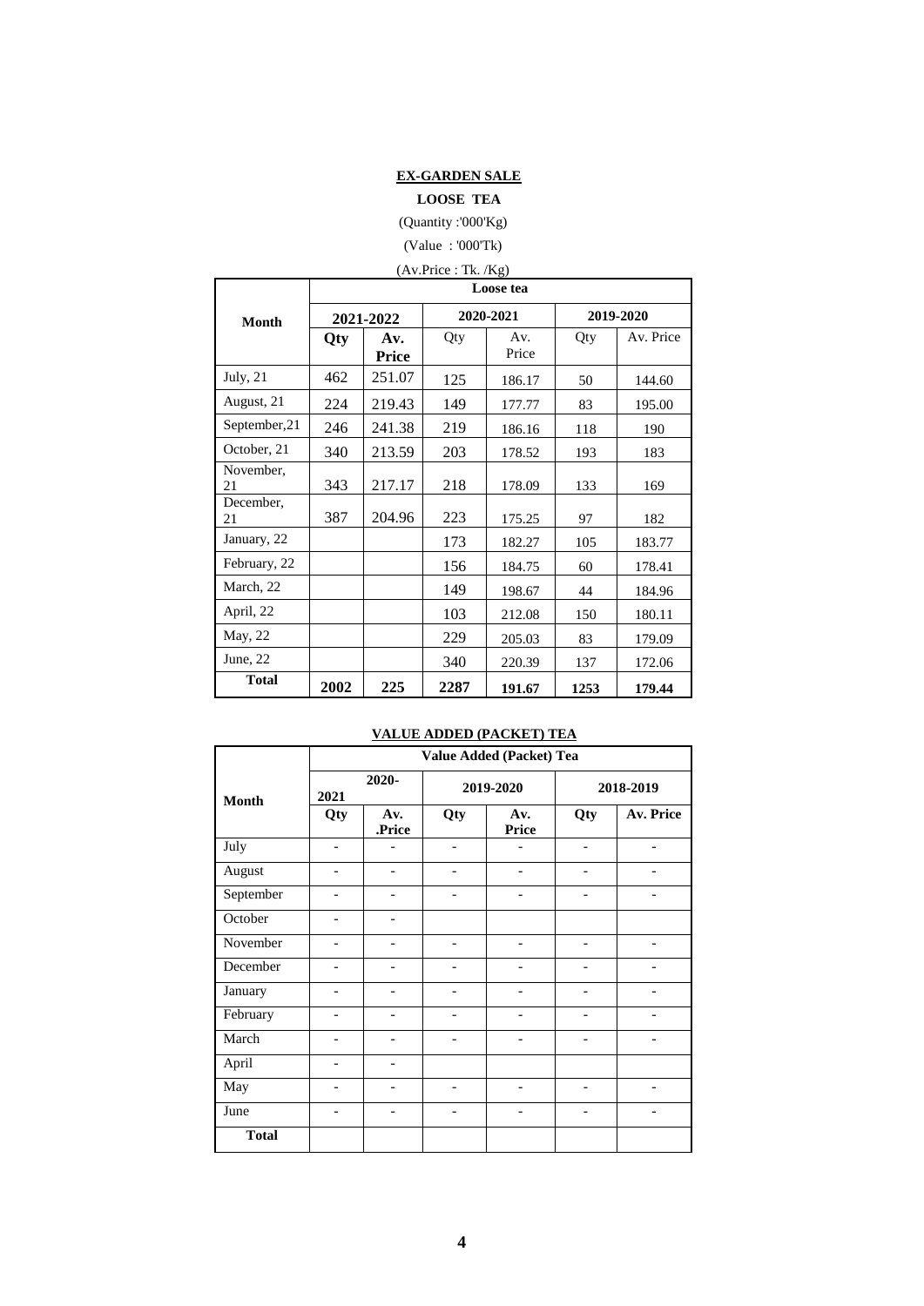**EX-GARDEN SALE**

**LOOSE TEA**

(Quantity :'000'Kg)

(Value : '000'Tk)

(Av.Price : Tk. /Kg)

| Month | Loose tea | | | | | |
|---|---|---|---|---|---|---|
| | 2021-2022 | | 2020-2021 | | 2019-2020 | |
| | Qty | Av. Price | Qty | Av. Price | Qty | Av. Price |
| July, 21 | 462 | 251.07 | 125 | 186.17 | 50 | 144.60 |
| August, 21 | 224 | 219.43 | 149 | 177.77 | 83 | 195.00 |
| September,21 | 246 | 241.38 | 219 | 186.16 | 118 | 190 |
| October, 21 | 340 | 213.59 | 203 | 178.52 | 193 | 183 |
| November, 21 | 343 | 217.17 | 218 | 178.09 | 133 | 169 |
| December, 21 | 387 | 204.96 | 223 | 175.25 | 97 | 182 |
| January, 22 | | | 173 | 182.27 | 105 | 183.77 |
| February, 22 | | | 156 | 184.75 | 60 | 178.41 |
| March, 22 | | | 149 | 198.67 | 44 | 184.96 |
| April, 22 | | | 103 | 212.08 | 150 | 180.11 |
| May, 22 | | | 229 | 205.03 | 83 | 179.09 |
| June, 22 | | | 340 | 220.39 | 137 | 172.06 |
| **Total** | **2002** | **225** | **2287** | **191.67** | **1253** | **179.44** |

**VALUE ADDED (PACKET) TEA**

| Month | Value Added (Packet) Tea | | | | | |
|---|---|---|---|---|---|---|
| | 2020-2021 | | 2019-2020 | | 2018-2019 | |
| | Qty | Av. .Price | Qty | Av. Price | Qty | Av. Price |
| July | - | - | - | - | - | - |
| August | - | - | - | - | - | - |
| September | - | - | - | - | - | - |
| October | - | - | | | | |
| November | - | - | - | - | - | - |
| December | - | - | - | - | - | - |
| January | - | - | - | - | - | - |
| February | - | - | - | - | - | - |
| March | - | - | - | - | - | - |
| April | - | - | | | | |
| May | - | - | - | - | - | - |
| June | - | - | - | - | - | - |
| **Total** | | | | | | |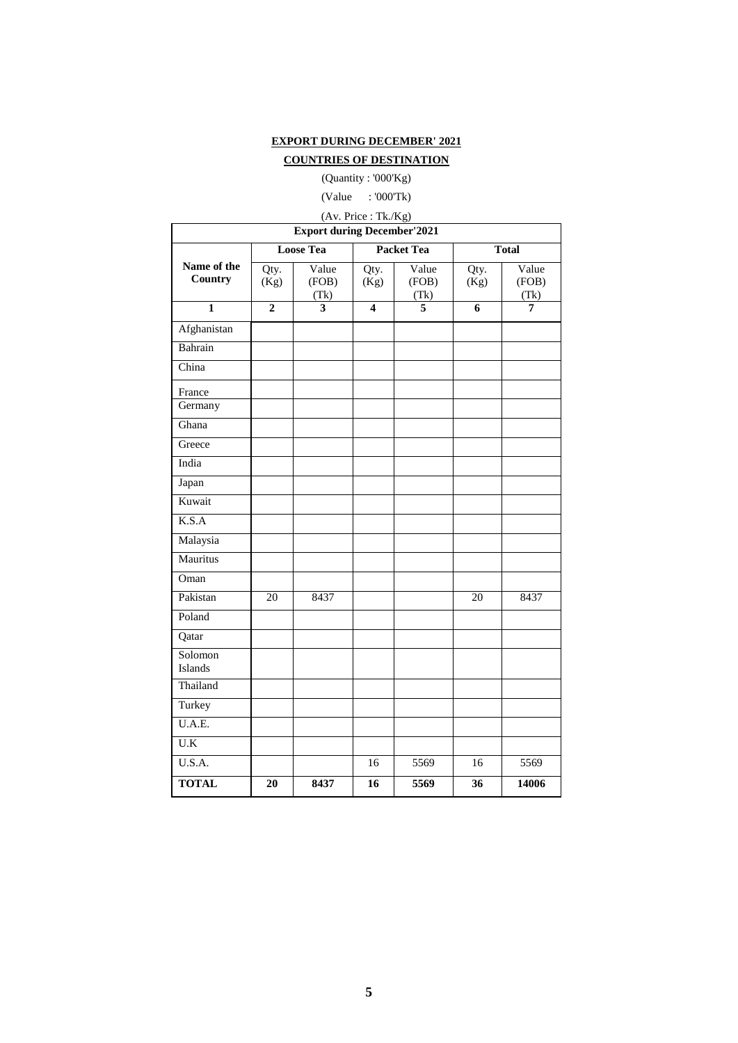**EXPORT DURING DECEMBER' 2021**

**COUNTRIES OF DESTINATION**

(Quantity : '000'Kg)

(Value : '000'Tk)

(Av. Price : Tk./Kg)

| Export during December'2021 | | | | | | |
|---|---|---|---|---|---|---|
| | Loose Tea | | Packet Tea | | Total | |
| Name of the Country | Qty. (Kg) | Value (FOB) (Tk) | Qty. (Kg) | Value (FOB) (Tk) | Qty. (Kg) | Value (FOB) (Tk) |
| 1 | 2 | 3 | 4 | 5 | 6 | 7 |
| Afghanistan | | | | | | |
| Bahrain | | | | | | |
| China | | | | | | |
| France | | | | | | |
| Germany | | | | | | |
| Ghana | | | | | | |
| Greece | | | | | | |
| India | | | | | | |
| Japan | | | | | | |
| Kuwait | | | | | | |
| K.S.A | | | | | | |
| Malaysia | | | | | | |
| Mauritus | | | | | | |
| Oman | | | | | | |
| Pakistan | 20 | 8437 | | | 20 | 8437 |
| Poland | | | | | | |
| Qatar | | | | | | |
| Solomon Islands | | | | | | |
| Thailand | | | | | | |
| Turkey | | | | | | |
| U.A.E. | | | | | | |
| U.K | | | | | | |
| U.S.A. | | | 16 | 5569 | 16 | 5569 |
| **TOTAL** | **20** | **8437** | **16** | **5569** | **36** | **14006** |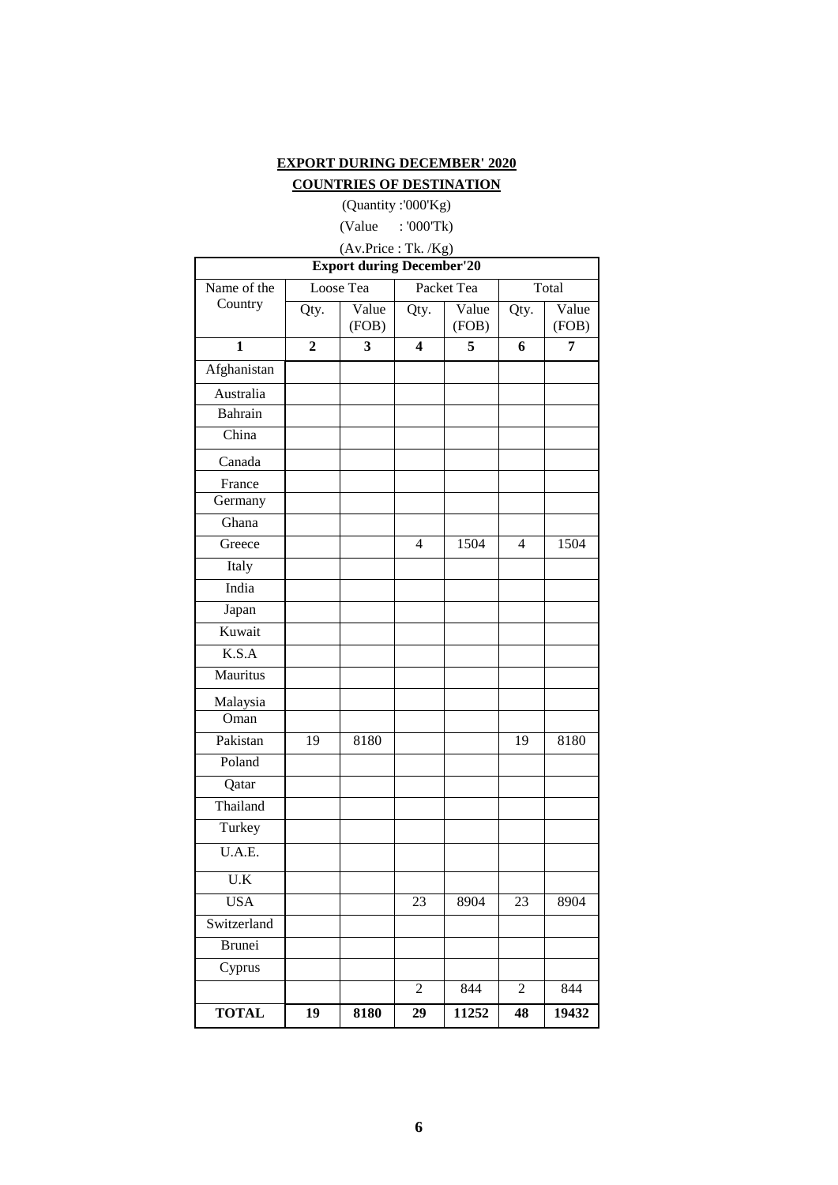**EXPORT DURING DECEMBER' 2020**

**COUNTRIES OF DESTINATION**

(Quantity :'000'Kg)

(Value : '000'Tk)

(Av.Price : Tk. /Kg)

| Export during December'20 | | | | | | |
|---|---|---|---|---|---|---|
| Name of the Country | Loose Tea | | Packet Tea | | Total | |
| | Qty. | Value (FOB) | Qty. | Value (FOB) | Qty. | Value (FOB) |
| **1** | **2** | **3** | **4** | **5** | **6** | **7** |
| Afghanistan | | | | | | |
| Australia | | | | | | |
| Bahrain | | | | | | |
| China | | | | | | |
| Canada | | | | | | |
| France | | | | | | |
| Germany | | | | | | |
| Ghana | | | | | | |
| Greece | | | 4 | 1504 | 4 | 1504 |
| Italy | | | | | | |
| India | | | | | | |
| Japan | | | | | | |
| Kuwait | | | | | | |
| K.S.A | | | | | | |
| Mauritus | | | | | | |
| Malaysia | | | | | | |
| Oman | | | | | | |
| Pakistan | 19 | 8180 | | | 19 | 8180 |
| Poland | | | | | | |
| Qatar | | | | | | |
| Thailand | | | | | | |
| Turkey | | | | | | |
| U.A.E. | | | | | | |
| U.K | | | | | | |
| USA | | | 23 | 8904 | 23 | 8904 |
| Switzerland | | | | | | |
| Brunei | | | | | | |
| Cyprus | | | | | | |
| | | | 2 | 844 | 2 | 844 |
| **TOTAL** | **19** | **8180** | **29** | **11252** | **48** | **19432** |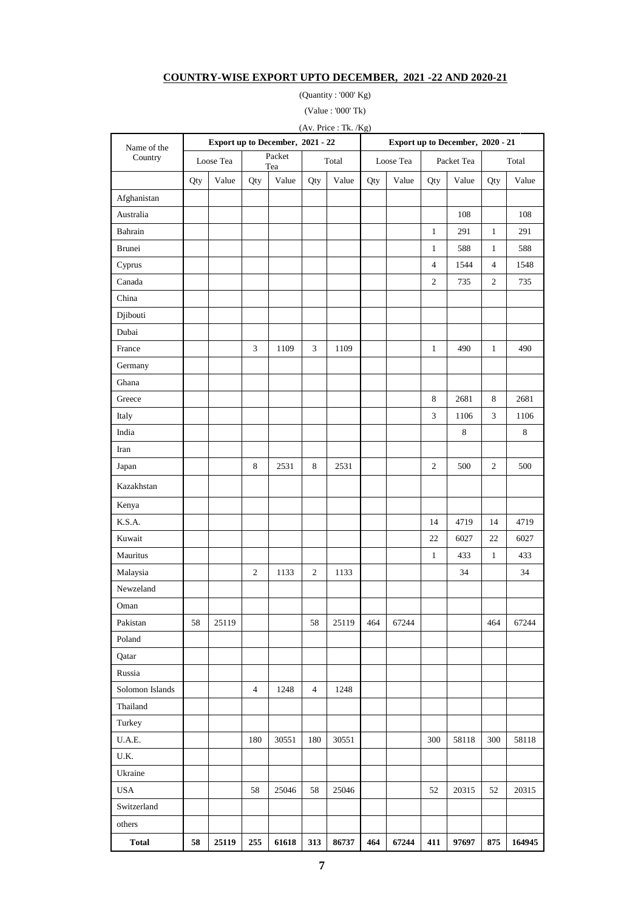## COUNTRY-WISE EXPORT UPTO DECEMBER, 2021 -22 AND 2020-21

(Quantity : '000' Kg)

(Value : '000' Tk)

(Av. Price : Tk. /Kg)

| Name of the Country | Export up to December, 2021 - 22 | | | | | | Export up to December, 2020 - 21 | | | | | |
|---|---|---|---|---|---|---|---|---|---|---|---|---|
| | Loose Tea | | Packet Tea | | Total | | Loose Tea | | Packet Tea | | Total | |
| | Qty | Value | Qty | Value | Qty | Value | Qty | Value | Qty | Value | Qty | Value |
| Afghanistan | | | | | | | | | | | | |
| Australia | | | | | | | | | | 108 | | 108 |
| Bahrain | | | | | | | | | 1 | 291 | 1 | 291 |
| Brunei | | | | | | | | | 1 | 588 | 1 | 588 |
| Cyprus | | | | | | | | | 4 | 1544 | 4 | 1548 |
| Canada | | | | | | | | | 2 | 735 | 2 | 735 |
| China | | | | | | | | | | | | |
| Djibouti | | | | | | | | | | | | |
| Dubai | | | | | | | | | | | | |
| France | | | 3 | 1109 | 3 | 1109 | | | 1 | 490 | 1 | 490 |
| Germany | | | | | | | | | | | | |
| Ghana | | | | | | | | | | | | |
| Greece | | | | | | | | | 8 | 2681 | 8 | 2681 |
| Italy | | | | | | | | | 3 | 1106 | 3 | 1106 |
| India | | | | | | | | | | 8 | | 8 |
| Iran | | | | | | | | | | | | |
| Japan | | | 8 | 2531 | 8 | 2531 | | | 2 | 500 | 2 | 500 |
| Kazakhstan | | | | | | | | | | | | |
| Kenya | | | | | | | | | | | | |
| K.S.A. | | | | | | | | | 14 | 4719 | 14 | 4719 |
| Kuwait | | | | | | | | | 22 | 6027 | 22 | 6027 |
| Mauritus | | | | | | | | | 1 | 433 | 1 | 433 |
| Malaysia | | | 2 | 1133 | 2 | 1133 | | | | 34 | | 34 |
| Newzeland | | | | | | | | | | | | |
| Oman | | | | | | | | | | | | |
| Pakistan | 58 | 25119 | | | 58 | 25119 | 464 | 67244 | | | 464 | 67244 |
| Poland | | | | | | | | | | | | |
| Qatar | | | | | | | | | | | | |
| Russia | | | | | | | | | | | | |
| Solomon Islands | | | 4 | 1248 | 4 | 1248 | | | | | | |
| Thailand | | | | | | | | | | | | |
| Turkey | | | | | | | | | | | | |
| U.A.E. | | | 180 | 30551 | 180 | 30551 | | | 300 | 58118 | 300 | 58118 |
| U.K. | | | | | | | | | | | | |
| Ukraine | | | | | | | | | | | | |
| USA | | | 58 | 25046 | 58 | 25046 | | | 52 | 20315 | 52 | 20315 |
| Switzerland | | | | | | | | | | | | |
| others | | | | | | | | | | | | |
| **Total** | **58** | **25119** | **255** | **61618** | **313** | **86737** | **464** | **67244** | **411** | **97697** | **875** | **164945** |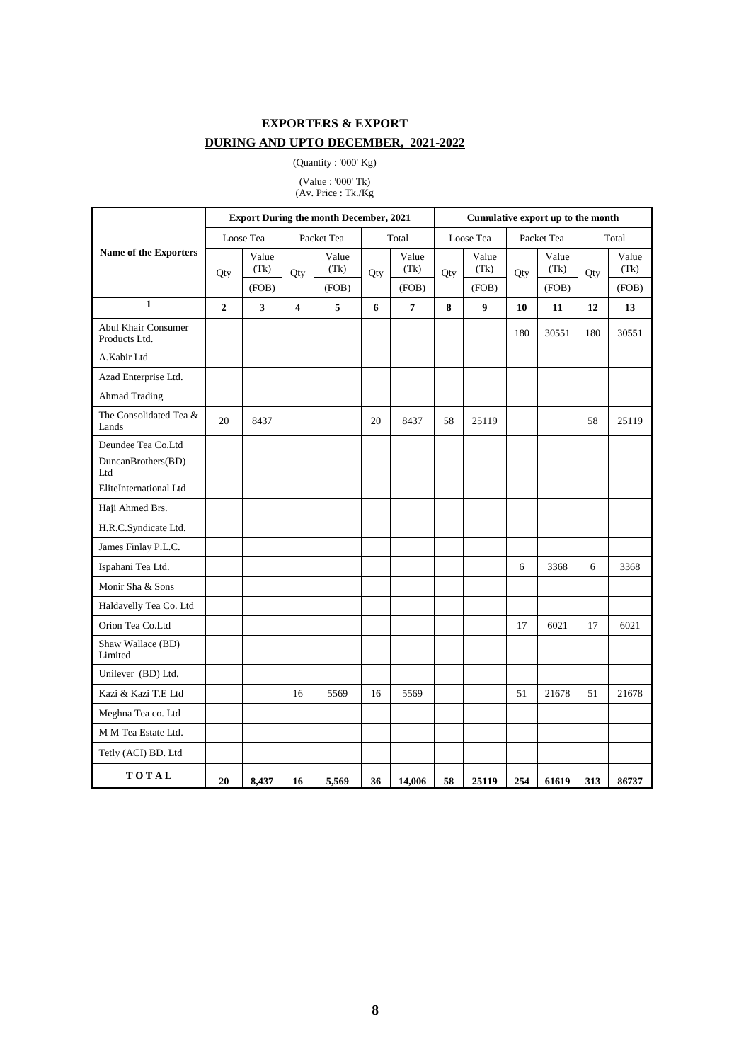## EXPORTERS & EXPORT

## DURING AND UPTO DECEMBER, 2021-2022

(Quantity : '000' Kg)

(Value : '000' Tk)
(Av. Price : Tk./Kg

| Name of the Exporters | Export During the month December, 2021 | | | | | | Cumulative export up to the month | | | | | |
|---|---|---|---|---|---|---|---|---|---|---|---|---|
| | Loose Tea | | Packet Tea | | Total | | Loose Tea | | Packet Tea | | Total | |
| | Qty | Value (Tk) (FOB) | Qty | Value (Tk) (FOB) | Qty | Value (Tk) (FOB) | Qty | Value (Tk) (FOB) | Qty | Value (Tk) (FOB) | Qty | Value (Tk) (FOB) |
| **1** | **2** | **3** | **4** | **5** | **6** | **7** | **8** | **9** | **10** | **11** | **12** | **13** |
| Abul Khair Consumer Products Ltd. | | | | | | | | | 180 | 30551 | 180 | 30551 |
| A.Kabir Ltd | | | | | | | | | | | | |
| Azad Enterprise Ltd. | | | | | | | | | | | | |
| Ahmad Trading | | | | | | | | | | | | |
| The Consolidated Tea & Lands | 20 | 8437 | | | 20 | 8437 | 58 | 25119 | | | 58 | 25119 |
| Deundee Tea Co.Ltd | | | | | | | | | | | | |
| DuncanBrothers(BD) Ltd | | | | | | | | | | | | |
| EliteInternational Ltd | | | | | | | | | | | | |
| Haji Ahmed Brs. | | | | | | | | | | | | |
| H.R.C.Syndicate Ltd. | | | | | | | | | | | | |
| James Finlay P.L.C. | | | | | | | | | | | | |
| Ispahani Tea Ltd. | | | | | | | | | 6 | 3368 | 6 | 3368 |
| Monir Sha & Sons | | | | | | | | | | | | |
| Haldavelly Tea Co. Ltd | | | | | | | | | | | | |
| Orion Tea Co.Ltd | | | | | | | | | 17 | 6021 | 17 | 6021 |
| Shaw Wallace (BD) Limited | | | | | | | | | | | | |
| Unilever (BD) Ltd. | | | | | | | | | | | | |
| Kazi & Kazi T.E Ltd | | | 16 | 5569 | 16 | 5569 | | | 51 | 21678 | 51 | 21678 |
| Meghna Tea co. Ltd | | | | | | | | | | | | |
| M M Tea Estate Ltd. | | | | | | | | | | | | |
| Tetly (ACI) BD. Ltd | | | | | | | | | | | | |
| **TOTAL** | **20** | **8,437** | **16** | **5,569** | **36** | **14,006** | **58** | **25119** | **254** | **61619** | **313** | **86737** |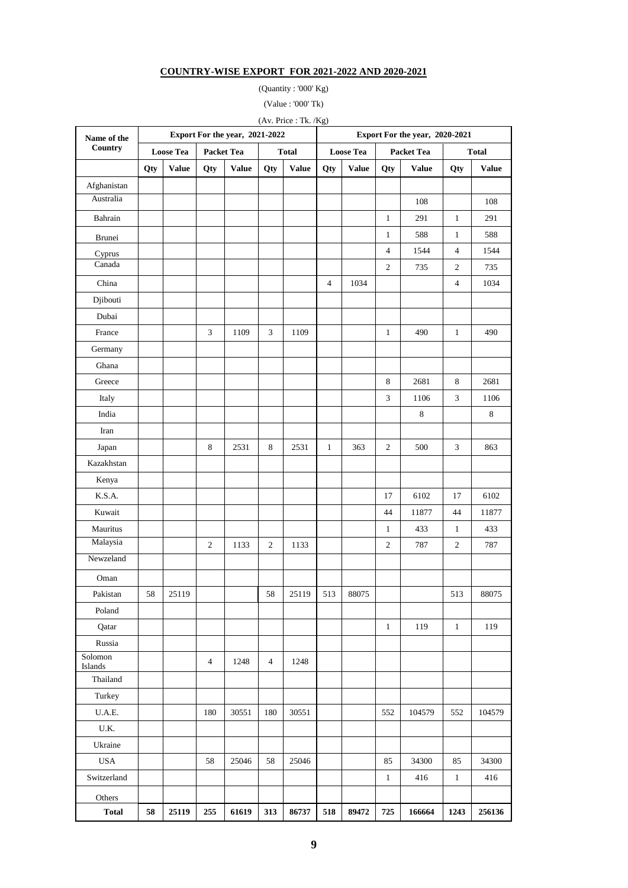## COUNTRY-WISE EXPORT FOR 2021-2022 AND 2020-2021

(Quantity : '000' Kg)

(Value : '000' Tk)

(Av. Price : Tk. /Kg)

| Name of the Country | Export For the year, 2021-2022 | | | | | | Export For the year, 2020-2021 | | | | | |
|---|---|---|---|---|---|---|---|---|---|---|---|---|
| | Loose Tea | | Packet Tea | | Total | | Loose Tea | | Packet Tea | | Total | |
| | Qty | Value | Qty | Value | Qty | Value | Qty | Value | Qty | Value | Qty | Value |
| Afghanistan | | | | | | | | | | | | |
| Australia | | | | | | | | | | 108 | | 108 |
| Bahrain | | | | | | | | | 1 | 291 | 1 | 291 |
| Brunei | | | | | | | | | 1 | 588 | 1 | 588 |
| Cyprus | | | | | | | | | 4 | 1544 | 4 | 1544 |
| Canada | | | | | | | | | 2 | 735 | 2 | 735 |
| China | | | | | | | 4 | 1034 | | | 4 | 1034 |
| Djibouti | | | | | | | | | | | | |
| Dubai | | | | | | | | | | | | |
| France | | | 3 | 1109 | 3 | 1109 | | | 1 | 490 | 1 | 490 |
| Germany | | | | | | | | | | | | |
| Ghana | | | | | | | | | | | | |
| Greece | | | | | | | | | 8 | 2681 | 8 | 2681 |
| Italy | | | | | | | | | 3 | 1106 | 3 | 1106 |
| India | | | | | | | | | | 8 | | 8 |
| Iran | | | | | | | | | | | | |
| Japan | | | 8 | 2531 | 8 | 2531 | 1 | 363 | 2 | 500 | 3 | 863 |
| Kazakhstan | | | | | | | | | | | | |
| Kenya | | | | | | | | | | | | |
| K.S.A. | | | | | | | | | 17 | 6102 | 17 | 6102 |
| Kuwait | | | | | | | | | 44 | 11877 | 44 | 11877 |
| Mauritus | | | | | | | | | 1 | 433 | 1 | 433 |
| Malaysia | | | 2 | 1133 | 2 | 1133 | | | 2 | 787 | 2 | 787 |
| Newzeland | | | | | | | | | | | | |
| Oman | | | | | | | | | | | | |
| Pakistan | 58 | 25119 | | | 58 | 25119 | 513 | 88075 | | | 513 | 88075 |
| Poland | | | | | | | | | | | | |
| Qatar | | | | | | | | | 1 | 119 | 1 | 119 |
| Russia | | | | | | | | | | | | |
| Solomon Islands | | | 4 | 1248 | 4 | 1248 | | | | | | |
| Thailand | | | | | | | | | | | | |
| Turkey | | | | | | | | | | | | |
| U.A.E. | | | 180 | 30551 | 180 | 30551 | | | 552 | 104579 | 552 | 104579 |
| U.K. | | | | | | | | | | | | |
| Ukraine | | | | | | | | | | | | |
| USA | | | 58 | 25046 | 58 | 25046 | | | 85 | 34300 | 85 | 34300 |
| Switzerland | | | | | | | | | 1 | 416 | 1 | 416 |
| Others | | | | | | | | | | | | |
| **Total** | **58** | **25119** | **255** | **61619** | **313** | **86737** | **518** | **89472** | **725** | **166664** | **1243** | **256136** |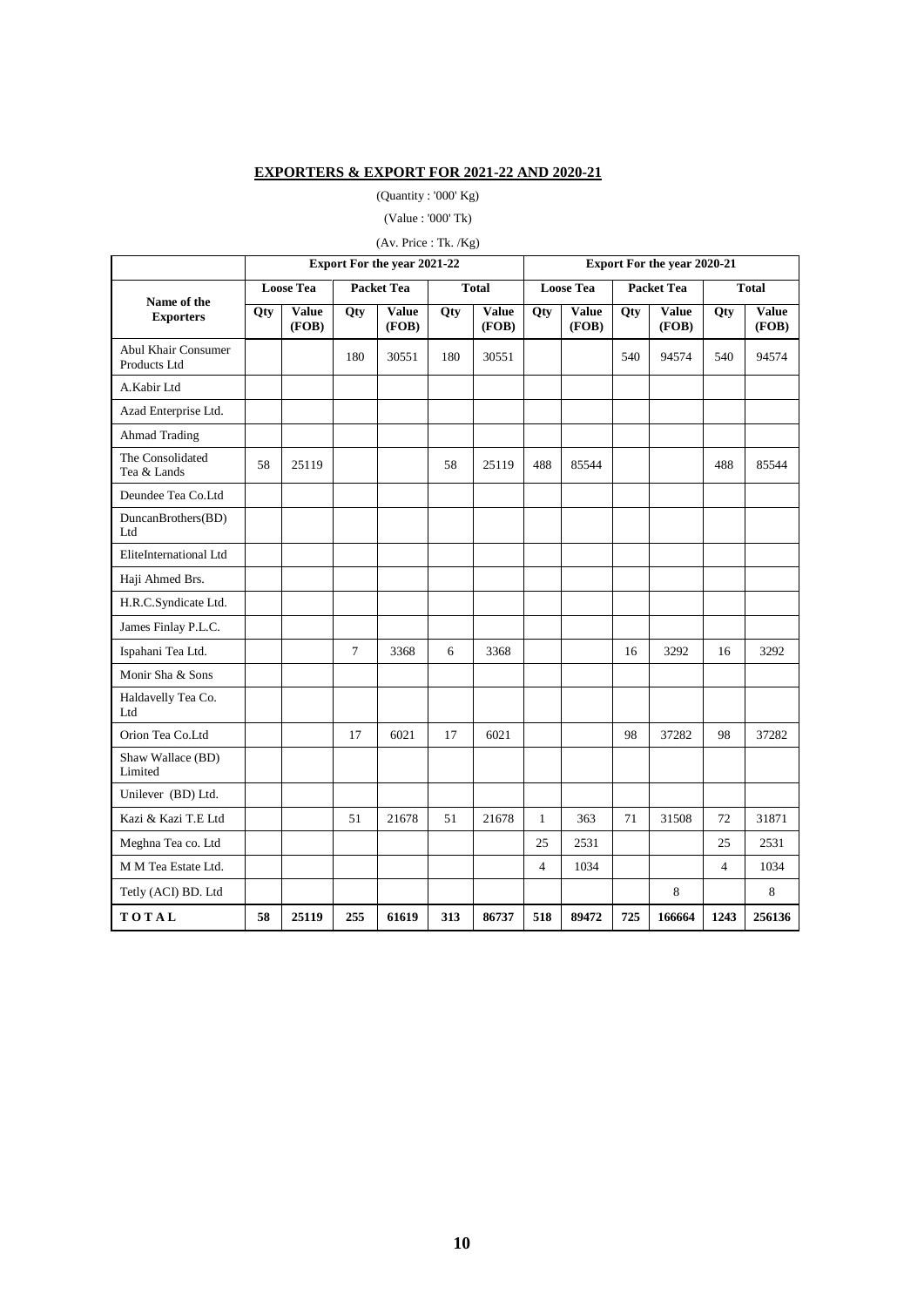## EXPORTERS & EXPORT FOR 2021-22 AND 2020-21

(Quantity : '000' Kg)

(Value : '000' Tk)

(Av. Price : Tk. /Kg)

| Name of the Exporters | Export For the year 2021-22 | | | | | | Export For the year 2020-21 | | | | | |
|---|---|---|---|---|---|---|---|---|---|---|---|---|
| | Loose Tea | | Packet Tea | | Total | | Loose Tea | | Packet Tea | | Total | |
| | Qty | Value (FOB) | Qty | Value (FOB) | Qty | Value (FOB) | Qty | Value (FOB) | Qty | Value (FOB) | Qty | Value (FOB) |
| Abul Khair Consumer Products Ltd | | | 180 | 30551 | 180 | 30551 | | | 540 | 94574 | 540 | 94574 |
| A.Kabir Ltd | | | | | | | | | | | | |
| Azad Enterprise Ltd. | | | | | | | | | | | | |
| Ahmad Trading | | | | | | | | | | | | |
| The Consolidated Tea & Lands | 58 | 25119 | | | 58 | 25119 | 488 | 85544 | | | 488 | 85544 |
| Deundee Tea Co.Ltd | | | | | | | | | | | | |
| DuncanBrothers(BD) Ltd | | | | | | | | | | | | |
| EliteInternational Ltd | | | | | | | | | | | | |
| Haji Ahmed Brs. | | | | | | | | | | | | |
| H.R.C.Syndicate Ltd. | | | | | | | | | | | | |
| James Finlay P.L.C. | | | | | | | | | | | | |
| Ispahani Tea Ltd. | | | 7 | 3368 | 6 | 3368 | | | 16 | 3292 | 16 | 3292 |
| Monir Sha & Sons | | | | | | | | | | | | |
| Haldavelly Tea Co. Ltd | | | | | | | | | | | | |
| Orion Tea Co.Ltd | | | 17 | 6021 | 17 | 6021 | | | 98 | 37282 | 98 | 37282 |
| Shaw Wallace (BD) Limited | | | | | | | | | | | | |
| Unilever (BD) Ltd. | | | | | | | | | | | | |
| Kazi & Kazi T.E Ltd | | | 51 | 21678 | 51 | 21678 | 1 | 363 | 71 | 31508 | 72 | 31871 |
| Meghna Tea co. Ltd | | | | | | | 25 | 2531 | | | 25 | 2531 |
| M M Tea Estate Ltd. | | | | | | | 4 | 1034 | | | 4 | 1034 |
| Tetly (ACI) BD. Ltd | | | | | | | | | | 8 | | 8 |
| **TOTAL** | **58** | **25119** | **255** | **61619** | **313** | **86737** | **518** | **89472** | **725** | **166664** | **1243** | **256136** |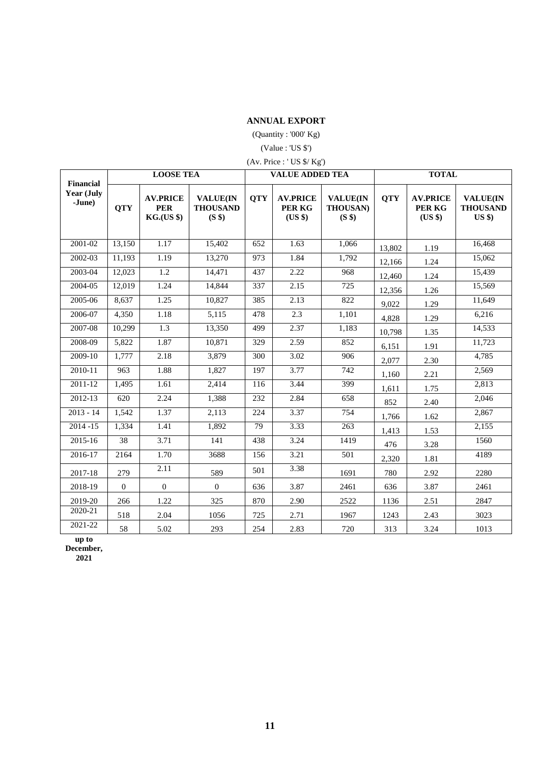## ANNUAL EXPORT

(Quantity : '000' Kg)

(Value : 'US $')

(Av. Price : ' US $/ Kg')

| Financial Year (July -June) | LOOSE TEA | | | VALUE ADDED TEA | | | TOTAL | | |
|---|---|---|---|---|---|---|---|---|---|
| | QTY | AV.PRICE PER KG.(US $) | VALUE(IN THOUSAND (S $) | QTY | AV.PRICE PER KG (US $) | VALUE(IN THOUSAN) (S $) | QTY | AV.PRICE PER KG (US $) | VALUE(IN THOUSAND US $) |
| 2001-02 | 13,150 | 1.17 | 15,402 | 652 | 1.63 | 1,066 | 13,802 | 1.19 | 16,468 |
| 2002-03 | 11,193 | 1.19 | 13,270 | 973 | 1.84 | 1,792 | 12,166 | 1.24 | 15,062 |
| 2003-04 | 12,023 | 1.2 | 14,471 | 437 | 2.22 | 968 | 12,460 | 1.24 | 15,439 |
| 2004-05 | 12,019 | 1.24 | 14,844 | 337 | 2.15 | 725 | 12,356 | 1.26 | 15,569 |
| 2005-06 | 8,637 | 1.25 | 10,827 | 385 | 2.13 | 822 | 9,022 | 1.29 | 11,649 |
| 2006-07 | 4,350 | 1.18 | 5,115 | 478 | 2.3 | 1,101 | 4,828 | 1.29 | 6,216 |
| 2007-08 | 10,299 | 1.3 | 13,350 | 499 | 2.37 | 1,183 | 10,798 | 1.35 | 14,533 |
| 2008-09 | 5,822 | 1.87 | 10,871 | 329 | 2.59 | 852 | 6,151 | 1.91 | 11,723 |
| 2009-10 | 1,777 | 2.18 | 3,879 | 300 | 3.02 | 906 | 2,077 | 2.30 | 4,785 |
| 2010-11 | 963 | 1.88 | 1,827 | 197 | 3.77 | 742 | 1,160 | 2.21 | 2,569 |
| 2011-12 | 1,495 | 1.61 | 2,414 | 116 | 3.44 | 399 | 1,611 | 1.75 | 2,813 |
| 2012-13 | 620 | 2.24 | 1,388 | 232 | 2.84 | 658 | 852 | 2.40 | 2,046 |
| 2013 - 14 | 1,542 | 1.37 | 2,113 | 224 | 3.37 | 754 | 1,766 | 1.62 | 2,867 |
| 2014 -15 | 1,334 | 1.41 | 1,892 | 79 | 3.33 | 263 | 1,413 | 1.53 | 2,155 |
| 2015-16 | 38 | 3.71 | 141 | 438 | 3.24 | 1419 | 476 | 3.28 | 1560 |
| 2016-17 | 2164 | 1.70 | 3688 | 156 | 3.21 | 501 | 2,320 | 1.81 | 4189 |
| 2017-18 | 279 | 2.11 | 589 | 501 | 3.38 | 1691 | 780 | 2.92 | 2280 |
| 2018-19 | 0 | 0 | 0 | 636 | 3.87 | 2461 | 636 | 3.87 | 2461 |
| 2019-20 | 266 | 1.22 | 325 | 870 | 2.90 | 2522 | 1136 | 2.51 | 2847 |
| 2020-21 | 518 | 2.04 | 1056 | 725 | 2.71 | 1967 | 1243 | 2.43 | 3023 |
| 2021-22 | 58 | 5.02 | 293 | 254 | 2.83 | 720 | 313 | 3.24 | 1013 |

**up to December, 2021**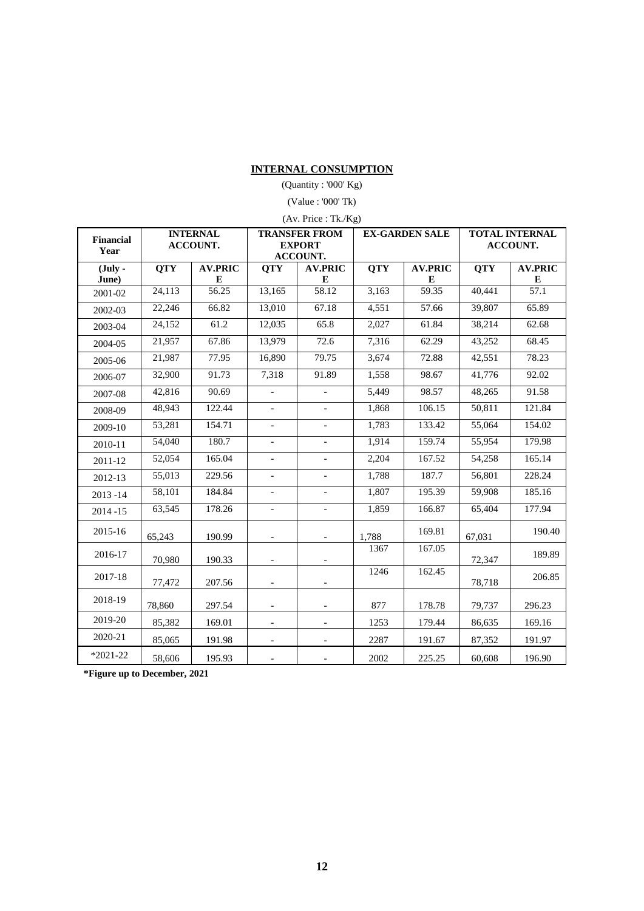## INTERNAL CONSUMPTION

(Quantity : '000' Kg)

(Value : '000' Tk)

(Av. Price : Tk./Kg)

| Financial Year | INTERNAL ACCOUNT. | | TRANSFER FROM EXPORT ACCOUNT. | | EX-GARDEN SALE | | TOTAL INTERNAL ACCOUNT. | |
|---|---|---|---|---|---|---|---|---|
| (July - June) | QTY | AV.PRICE | QTY | AV.PRICE | QTY | AV.PRICE | QTY | AV.PRICE |
| 2001-02 | 24,113 | 56.25 | 13,165 | 58.12 | 3,163 | 59.35 | 40,441 | 57.1 |
| 2002-03 | 22,246 | 66.82 | 13,010 | 67.18 | 4,551 | 57.66 | 39,807 | 65.89 |
| 2003-04 | 24,152 | 61.2 | 12,035 | 65.8 | 2,027 | 61.84 | 38,214 | 62.68 |
| 2004-05 | 21,957 | 67.86 | 13,979 | 72.6 | 7,316 | 62.29 | 43,252 | 68.45 |
| 2005-06 | 21,987 | 77.95 | 16,890 | 79.75 | 3,674 | 72.88 | 42,551 | 78.23 |
| 2006-07 | 32,900 | 91.73 | 7,318 | 91.89 | 1,558 | 98.67 | 41,776 | 92.02 |
| 2007-08 | 42,816 | 90.69 | - | - | 5,449 | 98.57 | 48,265 | 91.58 |
| 2008-09 | 48,943 | 122.44 | - | - | 1,868 | 106.15 | 50,811 | 121.84 |
| 2009-10 | 53,281 | 154.71 | - | - | 1,783 | 133.42 | 55,064 | 154.02 |
| 2010-11 | 54,040 | 180.7 | - | - | 1,914 | 159.74 | 55,954 | 179.98 |
| 2011-12 | 52,054 | 165.04 | - | - | 2,204 | 167.52 | 54,258 | 165.14 |
| 2012-13 | 55,013 | 229.56 | - | - | 1,788 | 187.7 | 56,801 | 228.24 |
| 2013 -14 | 58,101 | 184.84 | - | - | 1,807 | 195.39 | 59,908 | 185.16 |
| 2014 -15 | 63,545 | 178.26 | - | - | 1,859 | 166.87 | 65,404 | 177.94 |
| 2015-16 | 65,243 | 190.99 | - | - | 1,788 | 169.81 | 67,031 | 190.40 |
| 2016-17 | 70,980 | 190.33 | - | - | 1367 | 167.05 | 72,347 | 189.89 |
| 2017-18 | 77,472 | 207.56 | - | - | 1246 | 162.45 | 78,718 | 206.85 |
| 2018-19 | 78,860 | 297.54 | - | - | 877 | 178.78 | 79,737 | 296.23 |
| 2019-20 | 85,382 | 169.01 | - | - | 1253 | 179.44 | 86,635 | 169.16 |
| 2020-21 | 85,065 | 191.98 | - | - | 2287 | 191.67 | 87,352 | 191.97 |
| *2021-22 | 58,606 | 195.93 | - | - | 2002 | 225.25 | 60,608 | 196.90 |

**\*Figure up to December, 2021**